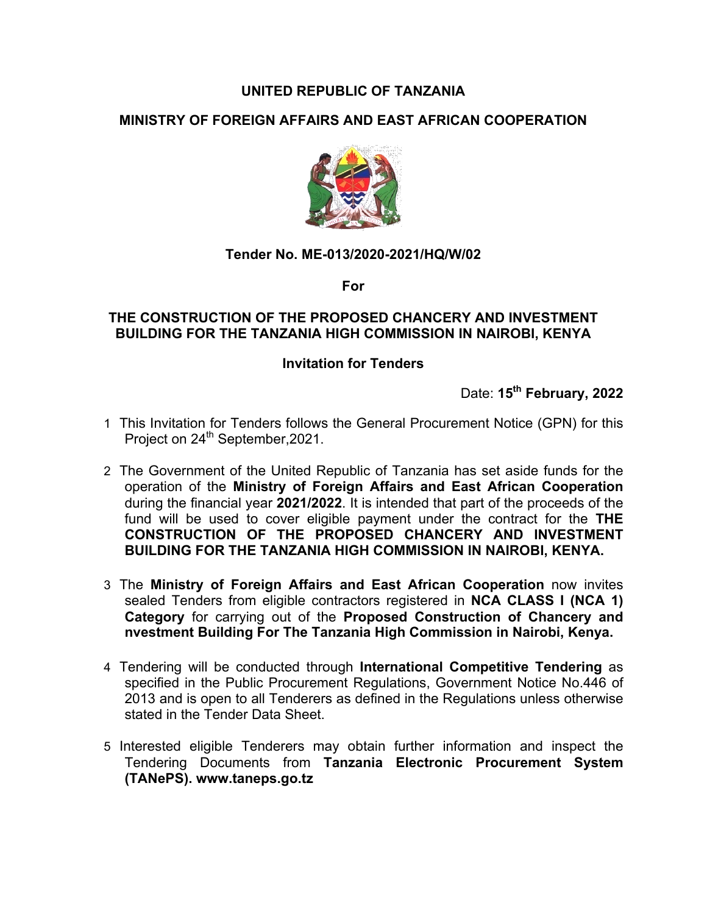# UNITED REPUBLIC OF TANZANIA

## MINISTRY OF FOREIGN AFFAIRS AND EAST AFRICAN COOPERATION

**Tender No. ME-013/2020-2021/HQ/W/02**

**For**

## THE CONSTRUCTION OF THE PROPOSED CHANCERY AND INVESTMENT BUILDING FOR THE TANZANIA HIGH COMMISSION IN NAIROBI, KENYA

### Invitation for Tenders

Date: **15th February, 2022**

1. This Invitation for Tenders follows the General Procurement Notice (GPN) for this Project on 24th September,2021.

2. The Government of the United Republic of Tanzania has set aside funds for the operation of the **Ministry of Foreign Affairs and East African Cooperation** during the financial year **2021/2022**. It is intended that part of the proceeds of the fund will be used to cover eligible payment under the contract for the **THE CONSTRUCTION OF THE PROPOSED CHANCERY AND INVESTMENT BUILDING FOR THE TANZANIA HIGH COMMISSION IN NAIROBI, KENYA.**

3. The **Ministry of Foreign Affairs and East African Cooperation** now invites sealed Tenders from eligible contractors registered in **NCA CLASS I (NCA 1) Category** for carrying out of the **Proposed Construction of Chancery and nvestment Building For The Tanzania High Commission in Nairobi, Kenya.**

4. Tendering will be conducted through **International Competitive Tendering** as specified in the Public Procurement Regulations, Government Notice No.446 of 2013 and is open to all Tenderers as defined in the Regulations unless otherwise stated in the Tender Data Sheet.

5. Interested eligible Tenderers may obtain further information and inspect the Tendering Documents from **Tanzania Electronic Procurement System (TANePS). www.taneps.go.tz**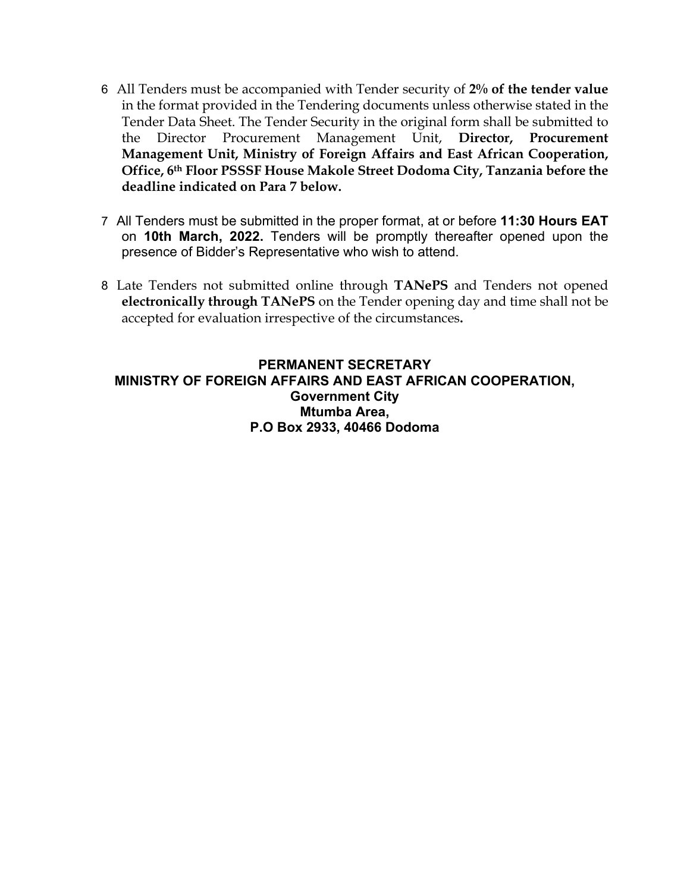6. All Tenders must be accompanied with Tender security of **2% of the tender value** in the format provided in the Tendering documents unless otherwise stated in the Tender Data Sheet. The Tender Security in the original form shall be submitted to the Director Procurement Management Unit, **Director, Procurement Management Unit, Ministry of Foreign Affairs and East African Cooperation, Office, 6th Floor PSSSF House Makole Street Dodoma City, Tanzania before the deadline indicated on Para 7 below.**

7. All Tenders must be submitted in the proper format, at or before **11:30 Hours EAT** on **10th March, 2022.** Tenders will be promptly thereafter opened upon the presence of Bidder's Representative who wish to attend.

8. Late Tenders not submitted online through **TANePS** and Tenders not opened **electronically through TANePS** on the Tender opening day and time shall not be accepted for evaluation irrespective of the circumstances**.**

**PERMANENT SECRETARY**
**MINISTRY OF FOREIGN AFFAIRS AND EAST AFRICAN COOPERATION,**
**Government City**
**Mtumba Area,**
**P.O Box 2933, 40466 Dodoma**